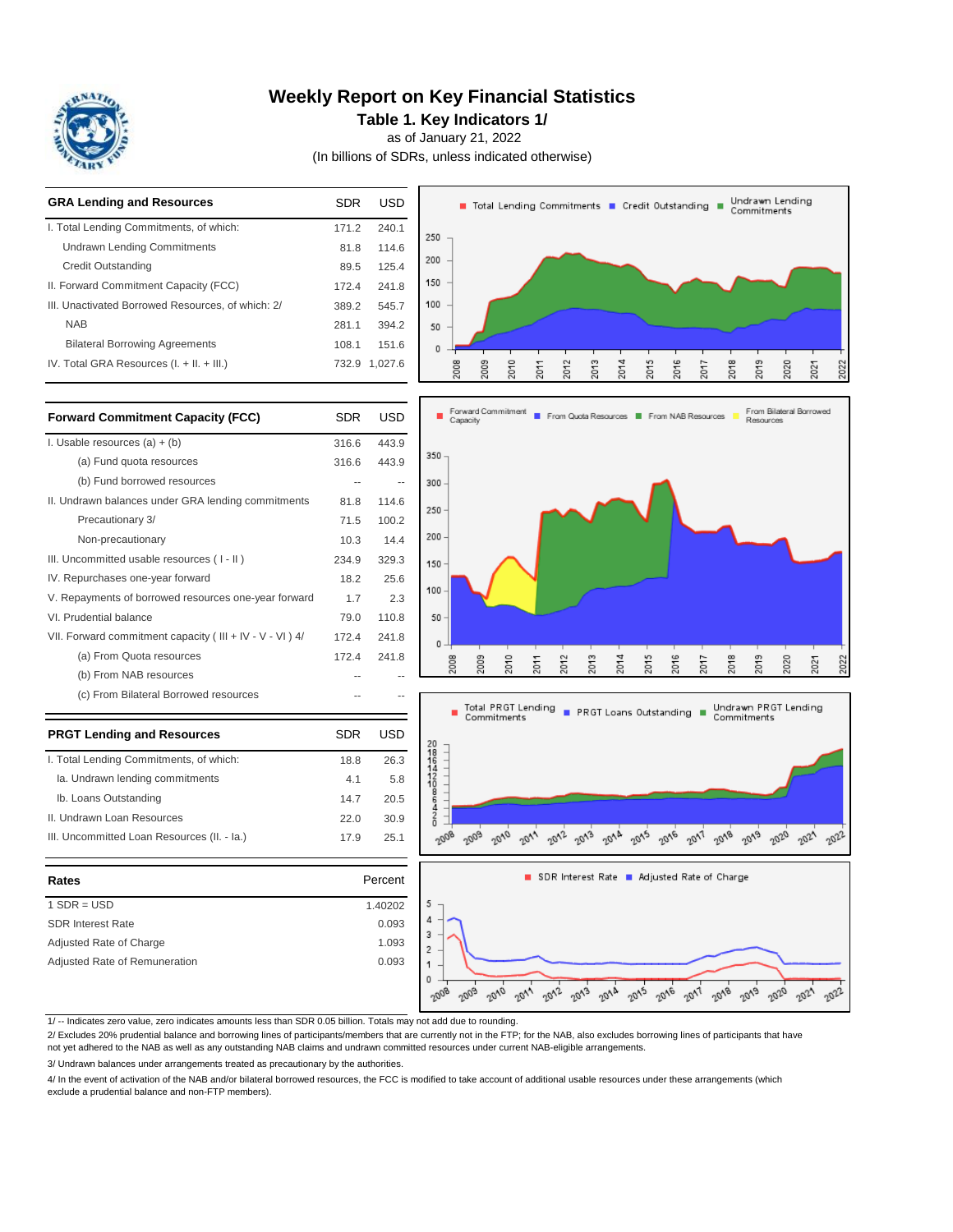# Weekly Report on Key Financial Statistics

## Table 1. Key Indicators 1/

as of January 21, 2022

(In billions of SDRs, unless indicated otherwise)

| GRA Lending and Resources | SDR | USD |
|---|---|---|
| I. Total Lending Commitments, of which: | 171.2 | 240.1 |
| Undrawn Lending Commitments | 81.8 | 114.6 |
| Credit Outstanding | 89.5 | 125.4 |
| II. Forward Commitment Capacity (FCC) | 172.4 | 241.8 |
| III. Unactivated Borrowed Resources, of which: 2/ | 389.2 | 545.7 |
| NAB | 281.1 | 394.2 |
| Bilateral Borrowing Agreements | 108.1 | 151.6 |
| IV. Total GRA Resources (I. + II. + III.) | 732.9 | 1,027.6 |

| Forward Commitment Capacity (FCC) | SDR | USD |
|---|---|---|
| I. Usable resources (a) + (b) | 316.6 | 443.9 |
| (a) Fund quota resources | 316.6 | 443.9 |
| (b) Fund borrowed resources | -- | -- |
| II. Undrawn balances under GRA lending commitments | 81.8 | 114.6 |
| Precautionary 3/ | 71.5 | 100.2 |
| Non-precautionary | 10.3 | 14.4 |
| III. Uncommitted usable resources ( I - II ) | 234.9 | 329.3 |
| IV. Repurchases one-year forward | 18.2 | 25.6 |
| V. Repayments of borrowed resources one-year forward | 1.7 | 2.3 |
| VI. Prudential balance | 79.0 | 110.8 |
| VII. Forward commitment capacity ( III + IV - V - VI ) 4/ | 172.4 | 241.8 |
| (a) From Quota resources | 172.4 | 241.8 |
| (b) From NAB resources | -- | -- |
| (c) From Bilateral Borrowed resources | -- | -- |

| PRGT Lending and Resources | SDR | USD |
|---|---|---|
| I. Total Lending Commitments, of which: | 18.8 | 26.3 |
| Ia. Undrawn lending commitments | 4.1 | 5.8 |
| Ib. Loans Outstanding | 14.7 | 20.5 |
| II. Undrawn Loan Resources | 22.0 | 30.9 |
| III. Uncommitted Loan Resources (II. - Ia.) | 17.9 | 25.1 |

| Rates | Percent |
|---|---|
| 1 SDR = USD | 1.40202 |
| SDR Interest Rate | 0.093 |
| Adjusted Rate of Charge | 1.093 |
| Adjusted Rate of Remuneration | 0.093 |

1/ -- Indicates zero value, zero indicates amounts less than SDR 0.05 billion. Totals may not add due to rounding.

2/ Excludes 20% prudential balance and borrowing lines of participants/members that are currently not in the FTP; for the NAB, also excludes borrowing lines of participants that have not yet adhered to the NAB as well as any outstanding NAB claims and undrawn committed resources under current NAB-eligible arrangements.

3/ Undrawn balances under arrangements treated as precautionary by the authorities.

4/ In the event of activation of the NAB and/or bilateral borrowed resources, the FCC is modified to take account of additional usable resources under these arrangements (which exclude a prudential balance and non-FTP members).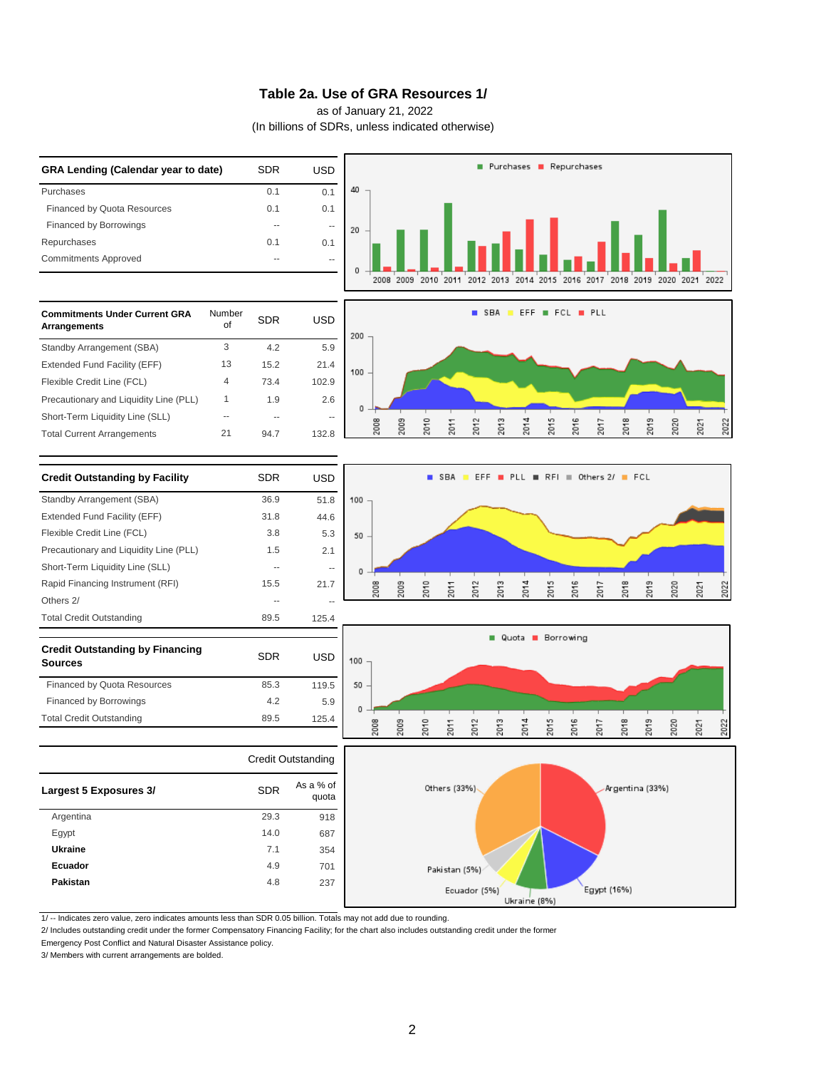# Table 2a. Use of GRA Resources 1/

as of January 21, 2022

(In billions of SDRs, unless indicated otherwise)

| GRA Lending (Calendar year to date) | SDR | USD |
|---|---|---|
| Purchases | 0.1 | 0.1 |
| Financed by Quota Resources | 0.1 | 0.1 |
| Financed by Borrowings | -- | -- |
| Repurchases | 0.1 | 0.1 |
| Commitments Approved | -- | -- |

| Commitments Under Current GRA Arrangements | Number of | SDR | USD |
|---|---|---|---|
| Standby Arrangement (SBA) | 3 | 4.2 | 5.9 |
| Extended Fund Facility (EFF) | 13 | 15.2 | 21.4 |
| Flexible Credit Line (FCL) | 4 | 73.4 | 102.9 |
| Precautionary and Liquidity Line (PLL) | 1 | 1.9 | 2.6 |
| Short-Term Liquidity Line (SLL) | -- | -- | -- |
| Total Current Arrangements | 21 | 94.7 | 132.8 |

| Credit Outstanding by Facility | SDR | USD |
|---|---|---|
| Standby Arrangement (SBA) | 36.9 | 51.8 |
| Extended Fund Facility (EFF) | 31.8 | 44.6 |
| Flexible Credit Line (FCL) | 3.8 | 5.3 |
| Precautionary and Liquidity Line (PLL) | 1.5 | 2.1 |
| Short-Term Liquidity Line (SLL) | -- | -- |
| Rapid Financing Instrument (RFI) | 15.5 | 21.7 |
| Others 2/ | -- | -- |
| Total Credit Outstanding | 89.5 | 125.4 |

| Credit Outstanding by Financing Sources | SDR | USD |
|---|---|---|
| Financed by Quota Resources | 85.3 | 119.5 |
| Financed by Borrowings | 4.2 | 5.9 |
| Total Credit Outstanding | 89.5 | 125.4 |

| | Credit Outstanding | |
|---|---|---|
| Largest 5 Exposures 3/ | SDR | As a % of quota |
| Argentina | 29.3 | 918 |
| Egypt | 14.0 | 687 |
| **Ukraine** | 7.1 | 354 |
| **Ecuador** | 4.9 | 701 |
| **Pakistan** | 4.8 | 237 |

1/ -- Indicates zero value, zero indicates amounts less than SDR 0.05 billion. Totals may not add due to rounding.

2/ Includes outstanding credit under the former Compensatory Financing Facility; for the chart also includes outstanding credit under the former Emergency Post Conflict and Natural Disaster Assistance policy.

3/ Members with current arrangements are bolded.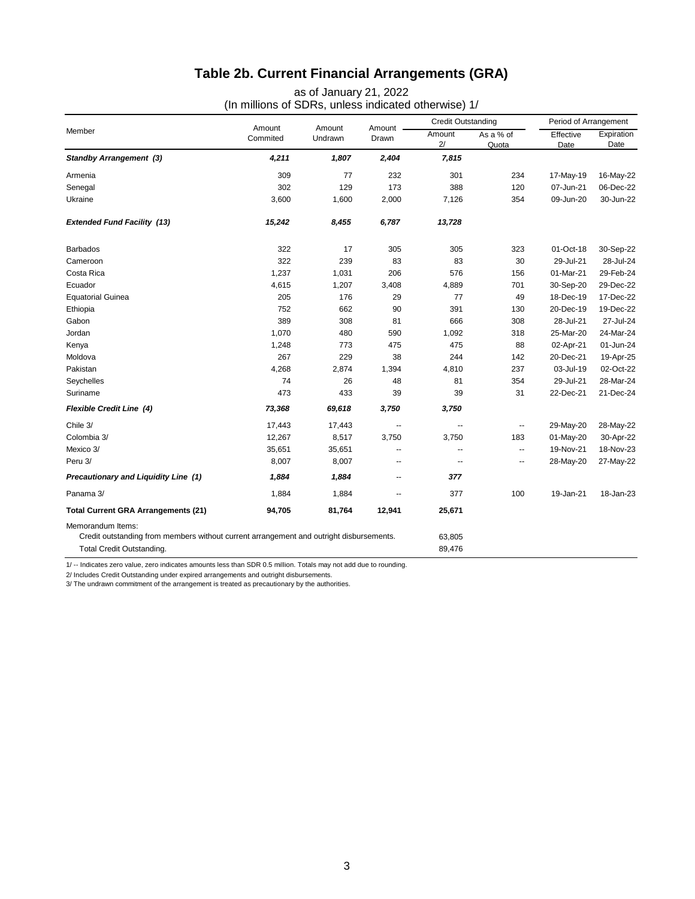# Table 2b. Current Financial Arrangements (GRA)

as of January 21, 2022
(In millions of SDRs, unless indicated otherwise) 1/

| Member | Amount Commited | Amount Undrawn | Amount Drawn | Credit Outstanding | | Period of Arrangement | |
|---|---|---|---|---|---|---|---|
| | | | | Amount 2/ | As a % of Quota | Effective Date | Expiration Date |
| ***Standby Arrangement (3)*** | ***4,211*** | ***1,807*** | ***2,404*** | ***7,815*** | | | |
| Armenia | 309 | 77 | 232 | 301 | 234 | 17-May-19 | 16-May-22 |
| Senegal | 302 | 129 | 173 | 388 | 120 | 07-Jun-21 | 06-Dec-22 |
| Ukraine | 3,600 | 1,600 | 2,000 | 7,126 | 354 | 09-Jun-20 | 30-Jun-22 |
| ***Extended Fund Facility (13)*** | ***15,242*** | ***8,455*** | ***6,787*** | ***13,728*** | | | |
| Barbados | 322 | 17 | 305 | 305 | 323 | 01-Oct-18 | 30-Sep-22 |
| Cameroon | 322 | 239 | 83 | 83 | 30 | 29-Jul-21 | 28-Jul-24 |
| Costa Rica | 1,237 | 1,031 | 206 | 576 | 156 | 01-Mar-21 | 29-Feb-24 |
| Ecuador | 4,615 | 1,207 | 3,408 | 4,889 | 701 | 30-Sep-20 | 29-Dec-22 |
| Equatorial Guinea | 205 | 176 | 29 | 77 | 49 | 18-Dec-19 | 17-Dec-22 |
| Ethiopia | 752 | 662 | 90 | 391 | 130 | 20-Dec-19 | 19-Dec-22 |
| Gabon | 389 | 308 | 81 | 666 | 308 | 28-Jul-21 | 27-Jul-24 |
| Jordan | 1,070 | 480 | 590 | 1,092 | 318 | 25-Mar-20 | 24-Mar-24 |
| Kenya | 1,248 | 773 | 475 | 475 | 88 | 02-Apr-21 | 01-Jun-24 |
| Moldova | 267 | 229 | 38 | 244 | 142 | 20-Dec-21 | 19-Apr-25 |
| Pakistan | 4,268 | 2,874 | 1,394 | 4,810 | 237 | 03-Jul-19 | 02-Oct-22 |
| Seychelles | 74 | 26 | 48 | 81 | 354 | 29-Jul-21 | 28-Mar-24 |
| Suriname | 473 | 433 | 39 | 39 | 31 | 22-Dec-21 | 21-Dec-24 |
| ***Flexible Credit Line (4)*** | ***73,368*** | ***69,618*** | ***3,750*** | ***3,750*** | | | |
| Chile 3/ | 17,443 | 17,443 | -- | -- | -- | 29-May-20 | 28-May-22 |
| Colombia 3/ | 12,267 | 8,517 | 3,750 | 3,750 | 183 | 01-May-20 | 30-Apr-22 |
| Mexico 3/ | 35,651 | 35,651 | -- | -- | -- | 19-Nov-21 | 18-Nov-23 |
| Peru 3/ | 8,007 | 8,007 | -- | -- | -- | 28-May-20 | 27-May-22 |
| ***Precautionary and Liquidity Line (1)*** | ***1,884*** | ***1,884*** | -- | ***377*** | | | |
| Panama 3/ | 1,884 | 1,884 | -- | 377 | 100 | 19-Jan-21 | 18-Jan-23 |
| **Total Current GRA Arrangements (21)** | **94,705** | **81,764** | **12,941** | **25,671** | | | |
| Memorandum Items: | | | | | | | |
| Credit outstanding from members without current arrangement and outright disbursements. | | | | 63,805 | | | |
| Total Credit Outstanding. | | | | 89,476 | | | |

1/ -- Indicates zero value, zero indicates amounts less than SDR 0.5 million. Totals may not add due to rounding.

2/ Includes Credit Outstanding under expired arrangements and outright disbursements.

3/ The undrawn commitment of the arrangement is treated as precautionary by the authorities.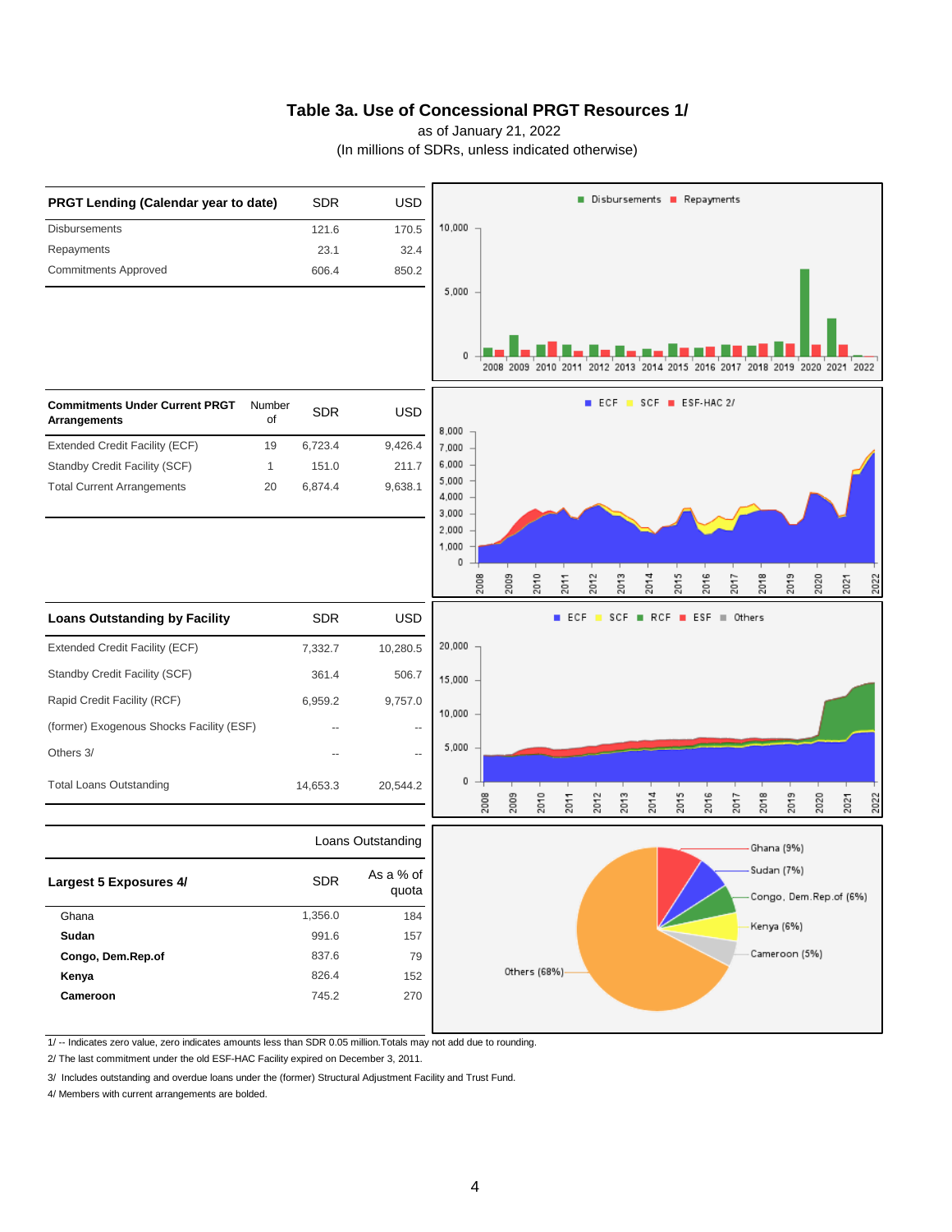# Table 3a. Use of Concessional PRGT Resources 1/

as of January 21, 2022

(In millions of SDRs, unless indicated otherwise)

| PRGT Lending (Calendar year to date) | SDR | USD |
|---|---|---|
| Disbursements | 121.6 | 170.5 |
| Repayments | 23.1 | 32.4 |
| Commitments Approved | 606.4 | 850.2 |

| Commitments Under Current PRGT Arrangements | Number of | SDR | USD |
|---|---|---|---|
| Extended Credit Facility (ECF) | 19 | 6,723.4 | 9,426.4 |
| Standby Credit Facility (SCF) | 1 | 151.0 | 211.7 |
| Total Current Arrangements | 20 | 6,874.4 | 9,638.1 |

| Loans Outstanding by Facility | SDR | USD |
|---|---|---|
| Extended Credit Facility (ECF) | 7,332.7 | 10,280.5 |
| Standby Credit Facility (SCF) | 361.4 | 506.7 |
| Rapid Credit Facility (RCF) | 6,959.2 | 9,757.0 |
| (former) Exogenous Shocks Facility (ESF) | -- | -- |
| Others 3/ | -- | -- |
| Total Loans Outstanding | 14,653.3 | 20,544.2 |

| | Loans Outstanding | |
|---|---|---|
| **Largest 5 Exposures 4/** | **SDR** | **As a % of quota** |
| Ghana | 1,356.0 | 184 |
| **Sudan** | 991.6 | 157 |
| **Congo, Dem.Rep.of** | 837.6 | 79 |
| **Kenya** | 826.4 | 152 |
| **Cameroon** | 745.2 | 270 |

1/ -- Indicates zero value, zero indicates amounts less than SDR 0.05 million.Totals may not add due to rounding.

2/ The last commitment under the old ESF-HAC Facility expired on December 3, 2011.

3/ Includes outstanding and overdue loans under the (former) Structural Adjustment Facility and Trust Fund.

4/ Members with current arrangements are bolded.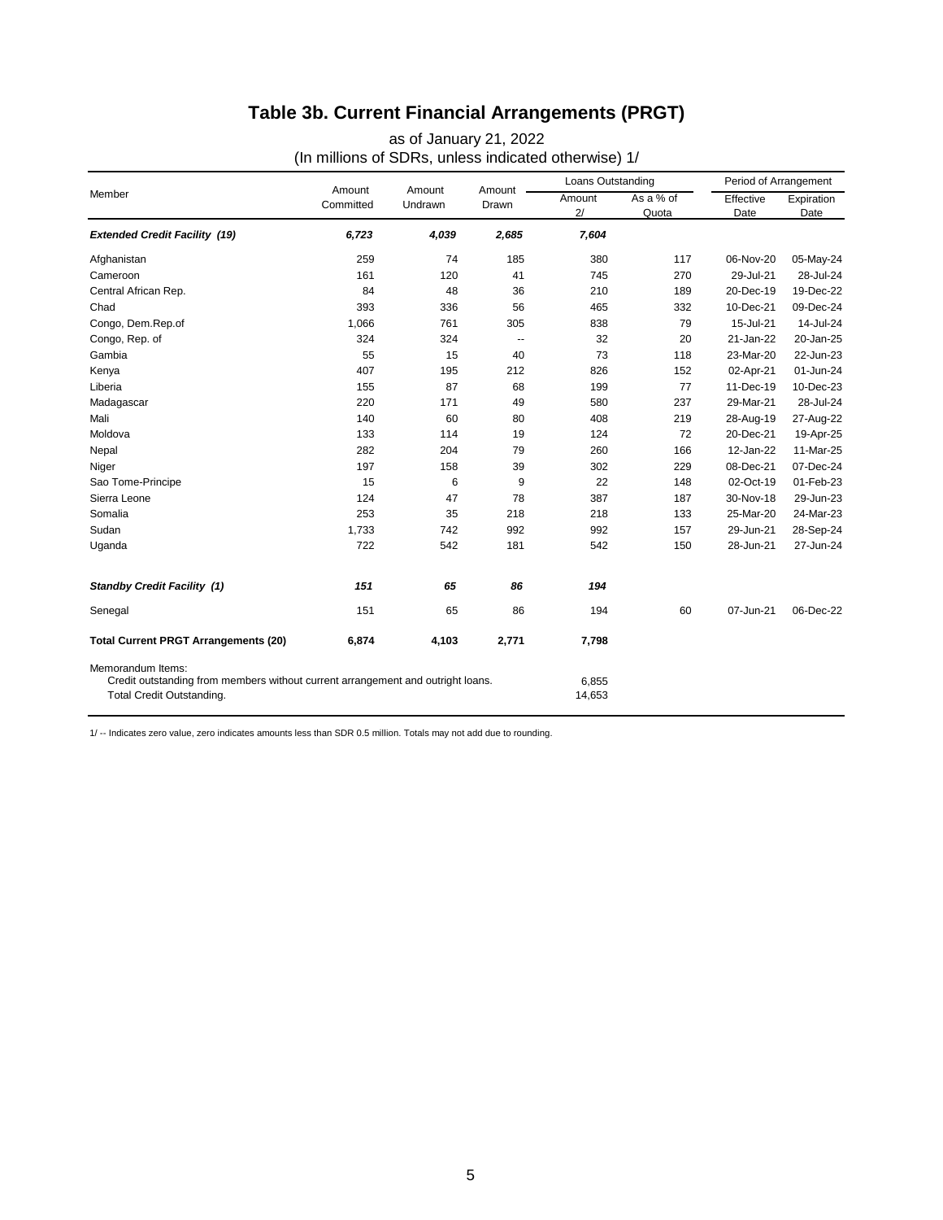# Table 3b. Current Financial Arrangements (PRGT)

as of January 21, 2022
(In millions of SDRs, unless indicated otherwise) 1/

| Member | Amount Committed | Amount Undrawn | Amount Drawn | Loans Outstanding | | Period of Arrangement | |
|---|---|---|---|---|---|---|---|
| | | | | Amount 2/ | As a % of Quota | Effective Date | Expiration Date |
| ***Extended Credit Facility (19)*** | ***6,723*** | ***4,039*** | ***2,685*** | ***7,604*** | | | |
| Afghanistan | 259 | 74 | 185 | 380 | 117 | 06-Nov-20 | 05-May-24 |
| Cameroon | 161 | 120 | 41 | 745 | 270 | 29-Jul-21 | 28-Jul-24 |
| Central African Rep. | 84 | 48 | 36 | 210 | 189 | 20-Dec-19 | 19-Dec-22 |
| Chad | 393 | 336 | 56 | 465 | 332 | 10-Dec-21 | 09-Dec-24 |
| Congo, Dem.Rep.of | 1,066 | 761 | 305 | 838 | 79 | 15-Jul-21 | 14-Jul-24 |
| Congo, Rep. of | 324 | 324 | -- | 32 | 20 | 21-Jan-22 | 20-Jan-25 |
| Gambia | 55 | 15 | 40 | 73 | 118 | 23-Mar-20 | 22-Jun-23 |
| Kenya | 407 | 195 | 212 | 826 | 152 | 02-Apr-21 | 01-Jun-24 |
| Liberia | 155 | 87 | 68 | 199 | 77 | 11-Dec-19 | 10-Dec-23 |
| Madagascar | 220 | 171 | 49 | 580 | 237 | 29-Mar-21 | 28-Jul-24 |
| Mali | 140 | 60 | 80 | 408 | 219 | 28-Aug-19 | 27-Aug-22 |
| Moldova | 133 | 114 | 19 | 124 | 72 | 20-Dec-21 | 19-Apr-25 |
| Nepal | 282 | 204 | 79 | 260 | 166 | 12-Jan-22 | 11-Mar-25 |
| Niger | 197 | 158 | 39 | 302 | 229 | 08-Dec-21 | 07-Dec-24 |
| Sao Tome-Principe | 15 | 6 | 9 | 22 | 148 | 02-Oct-19 | 01-Feb-23 |
| Sierra Leone | 124 | 47 | 78 | 387 | 187 | 30-Nov-18 | 29-Jun-23 |
| Somalia | 253 | 35 | 218 | 218 | 133 | 25-Mar-20 | 24-Mar-23 |
| Sudan | 1,733 | 742 | 992 | 992 | 157 | 29-Jun-21 | 28-Sep-24 |
| Uganda | 722 | 542 | 181 | 542 | 150 | 28-Jun-21 | 27-Jun-24 |
| ***Standby Credit Facility (1)*** | ***151*** | ***65*** | ***86*** | ***194*** | | | |
| Senegal | 151 | 65 | 86 | 194 | 60 | 07-Jun-21 | 06-Dec-22 |
| **Total Current PRGT Arrangements (20)** | **6,874** | **4,103** | **2,771** | **7,798** | | | |
| Memorandum Items: | | | | | | | |
| Credit outstanding from members without current arrangement and outright loans. | | | | 6,855 | | | |
| Total Credit Outstanding. | | | | 14,653 | | | |

1/ -- Indicates zero value, zero indicates amounts less than SDR 0.5 million. Totals may not add due to rounding.